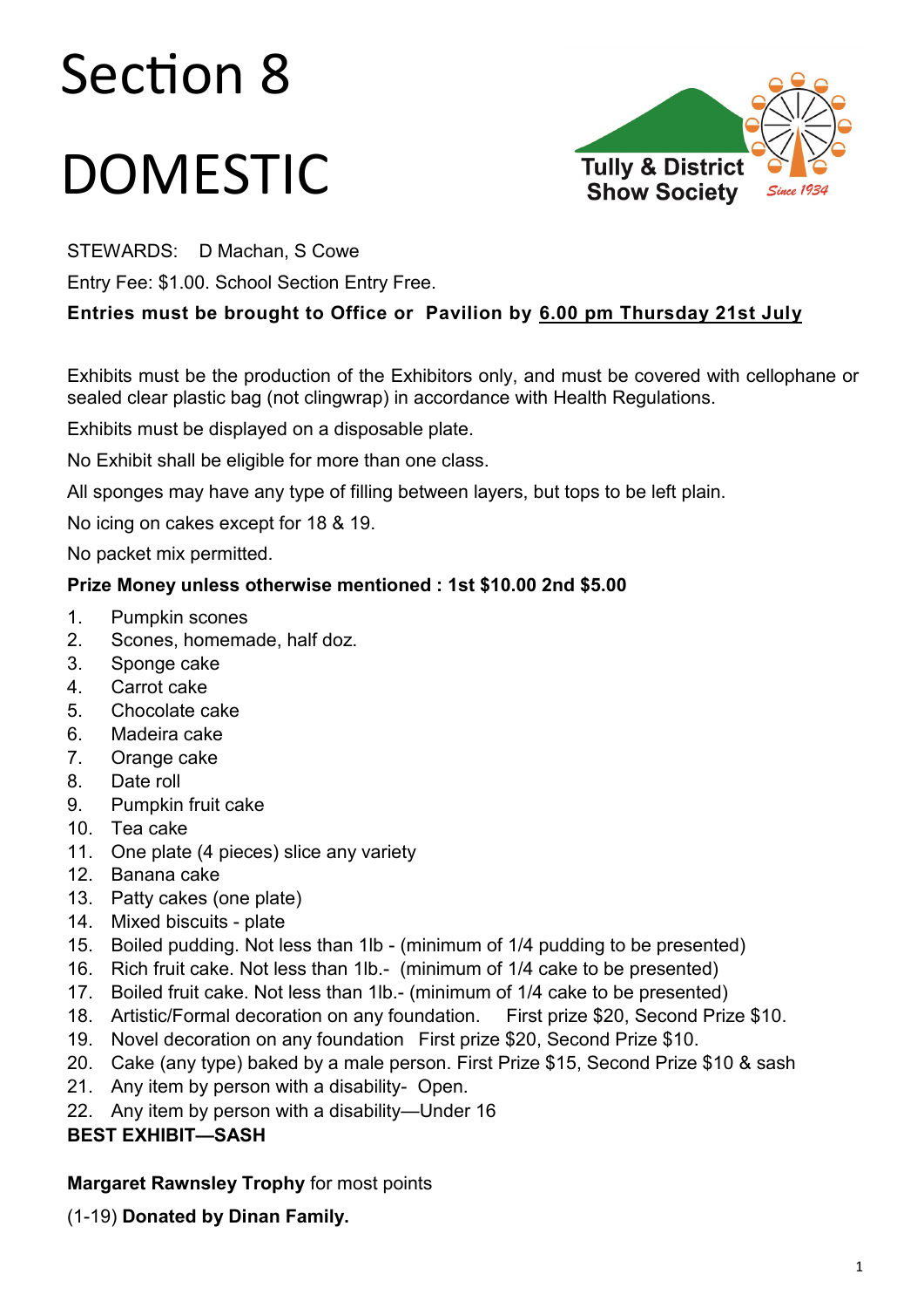# Section 8

# DOMESTIC

Tully & District Show Society

Since 1934

STEWARDS: D Machan, S Cowe

Entry Fee: $1.00. School Section Entry Free.

**Entries must be brought to Office or Pavilion by <u>6.00 pm Thursday 21st July</u>**

Exhibits must be the production of the Exhibitors only, and must be covered with cellophane or sealed clear plastic bag (not clingwrap) in accordance with Health Regulations.

Exhibits must be displayed on a disposable plate.

No Exhibit shall be eligible for more than one class.

All sponges may have any type of filling between layers, but tops to be left plain.

No icing on cakes except for 18 & 19.

No packet mix permitted.

**Prize Money unless otherwise mentioned : 1st $10.00 2nd $5.00**

1. Pumpkin scones
2. Scones, homemade, half doz.
3. Sponge cake
4. Carrot cake
5. Chocolate cake
6. Madeira cake
7. Orange cake
8. Date roll
9. Pumpkin fruit cake
10. Tea cake
11. One plate (4 pieces) slice any variety
12. Banana cake
13. Patty cakes (one plate)
14. Mixed biscuits - plate
15. Boiled pudding. Not less than 1lb - (minimum of 1/4 pudding to be presented)
16. Rich fruit cake. Not less than 1lb.- (minimum of 1/4 cake to be presented)
17. Boiled fruit cake. Not less than 1lb.- (minimum of 1/4 cake to be presented)
18. Artistic/Formal decoration on any foundation. First prize $20, Second Prize $10.
19. Novel decoration on any foundation First prize $20, Second Prize $10.
20. Cake (any type) baked by a male person. First Prize $15, Second Prize $10 & sash
21. Any item by person with a disability- Open.
22. Any item by person with a disability—Under 16

**BEST EXHIBIT—SASH**

**Margaret Rawnsley Trophy** for most points

(1-19) **Donated by Dinan Family.**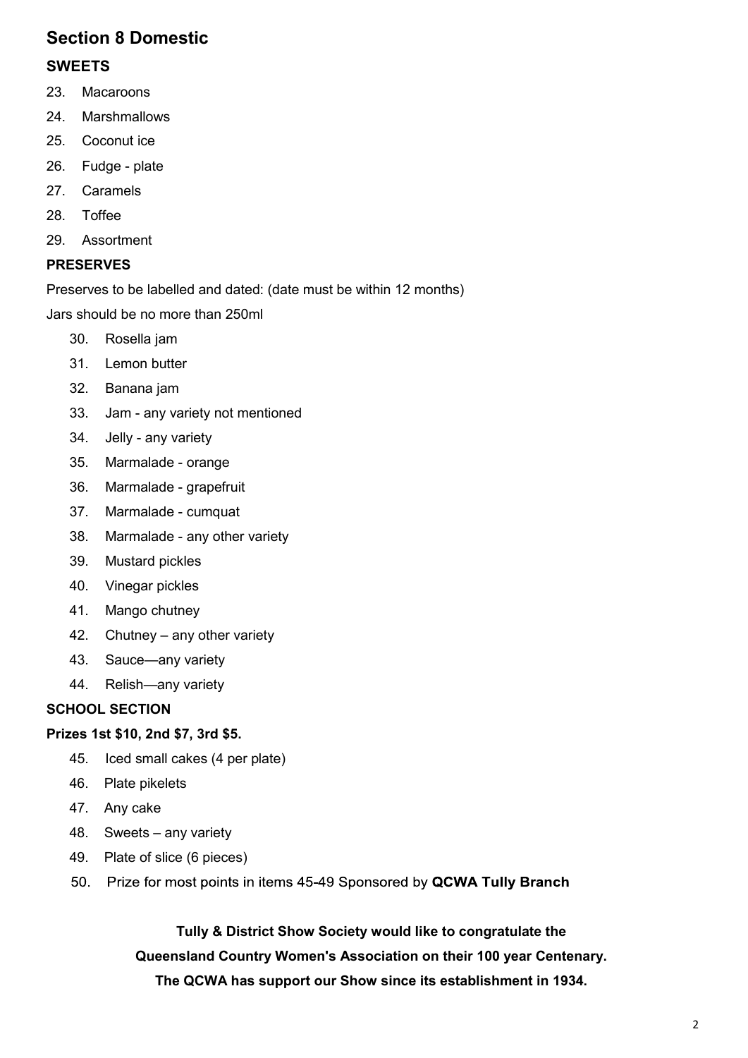## Section 8 Domestic

### SWEETS

23. Macaroons
24. Marshmallows
25. Coconut ice
26. Fudge - plate
27. Caramels
28. Toffee
29. Assortment

### PRESERVES

Preserves to be labelled and dated: (date must be within 12 months)

Jars should be no more than 250ml

30. Rosella jam
31. Lemon butter
32. Banana jam
33. Jam - any variety not mentioned
34. Jelly - any variety
35. Marmalade - orange
36. Marmalade - grapefruit
37. Marmalade - cumquat
38. Marmalade - any other variety
39. Mustard pickles
40. Vinegar pickles
41. Mango chutney
42. Chutney – any other variety
43. Sauce—any variety
44. Relish—any variety

### SCHOOL SECTION

**Prizes 1st $10, 2nd $7, 3rd $5.**

45. Iced small cakes (4 per plate)
46. Plate pikelets
47. Any cake
48. Sweets – any variety
49. Plate of slice (6 pieces)
50. Prize for most points in items 45-49 Sponsored by **QCWA Tully Branch**

**Tully & District Show Society would like to congratulate the Queensland Country Women's Association on their 100 year Centenary. The QCWA has support our Show since its establishment in 1934.**